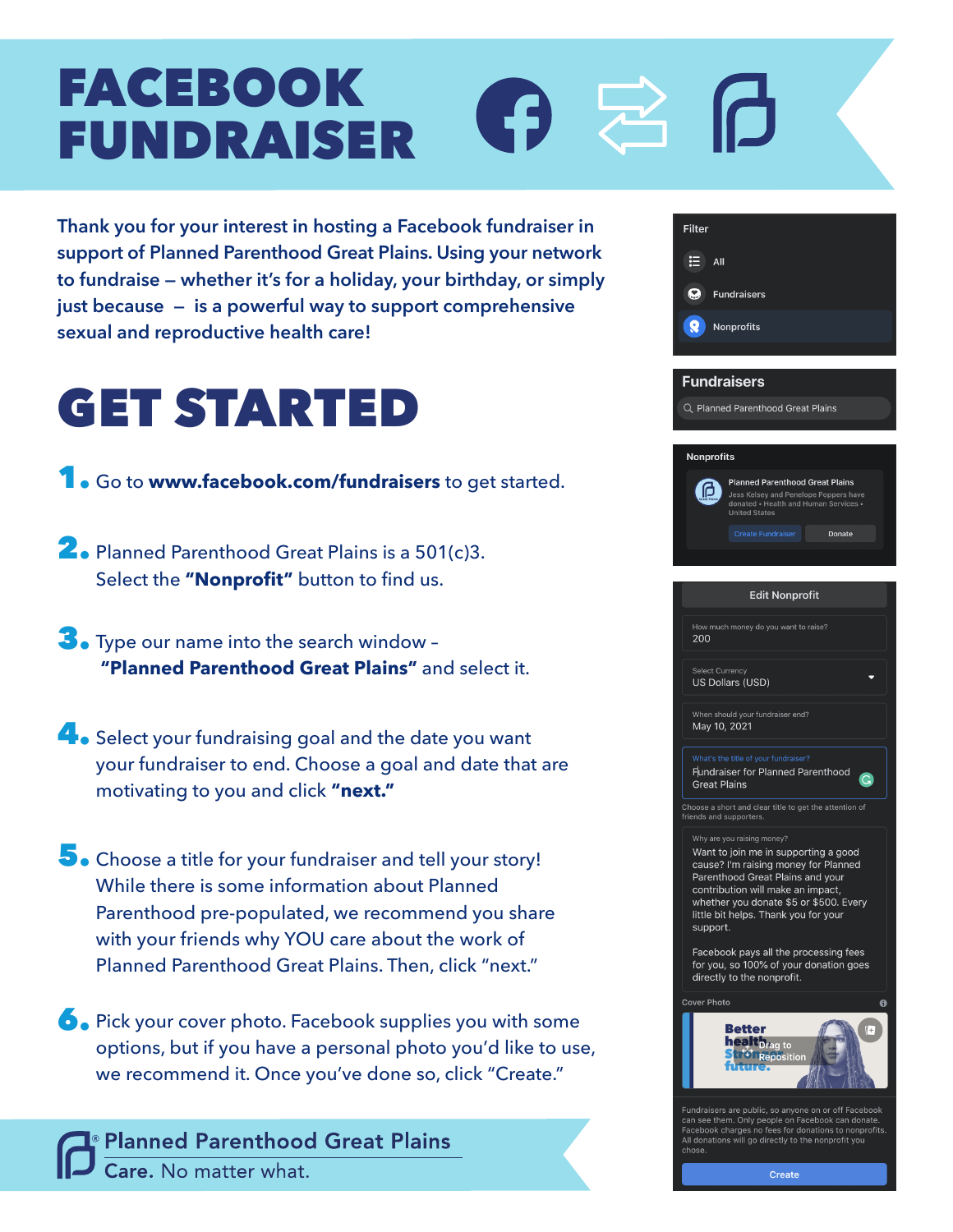# FACEBOOK FUNDRAISER

Thank you for your interest in hosting a Facebook fundraiser in support of Planned Parenthood Great Plains. Using your network to fundraise – whether it's for a holiday, your birthday, or simply just because – is a powerful way to support comprehensive sexual and reproductive health care!

## GET STARTED

1. Go to **www.facebook.com/fundraisers** to get started.

2. Planned Parenthood Great Plains is a 501(c)3. Select the **"Nonprofit"** button to find us.

3. Type our name into the search window – **"Planned Parenthood Great Plains"** and select it.

4. Select your fundraising goal and the date you want your fundraiser to end. Choose a goal and date that are motivating to you and click **"next."**

5. Choose a title for your fundraiser and tell your story! While there is some information about Planned Parenthood pre-populated, we recommend you share with your friends why YOU care about the work of Planned Parenthood Great Plains. Then, click "next."

6. Pick your cover photo. Facebook supplies you with some options, but if you have a personal photo you'd like to use, we recommend it. Once you've done so, click "Create."

Filter

All

Fundraisers

Nonprofits

Fundraisers

Planned Parenthood Great Plains

Nonprofits

Planned Parenthood Great Plains

Jess Kelsey and Penelope Poppers have donated • Health and Human Services • United States

Create Fundraiser

Donate

Edit Nonprofit

How much money do you want to raise?

200

Select Currency

US Dollars (USD)

When should your fundraiser end?

May 10, 2021

What's the title of your fundraiser?

Fundraiser for Planned Parenthood Great Plains

Choose a short and clear title to get the attention of friends and supporters.

Why are you raising money?

Want to join me in supporting a good cause? I'm raising money for Planned Parenthood Great Plains and your contribution will make an impact, whether you donate $5 or $500. Every little bit helps. Thank you for your support.

Facebook pays all the processing fees for you, so 100% of your donation goes directly to the nonprofit.

Cover Photo

Better health. Stronger future.

Drag to Reposition

Fundraisers are public, so anyone on or off Facebook can see them. Only people on Facebook can donate. Facebook charges no fees for donations to nonprofits. All donations will go directly to the nonprofit you chose.

Create

Planned Parenthood Great Plains
Care. No matter what.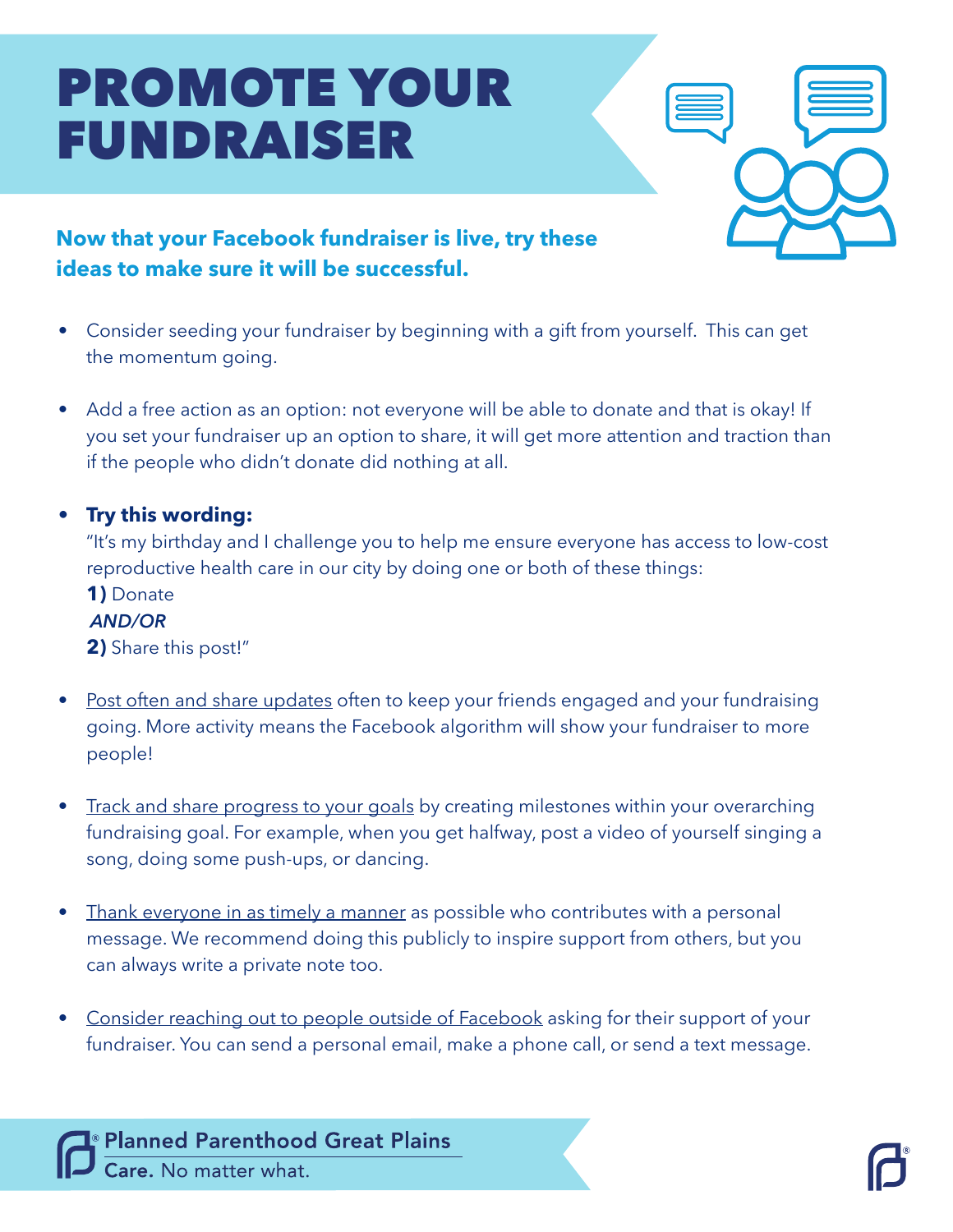# PROMOTE YOUR FUNDRAISER

**Now that your Facebook fundraiser is live, try these ideas to make sure it will be successful.**

- Consider seeding your fundraiser by beginning with a gift from yourself. This can get the momentum going.

- Add a free action as an option: not everyone will be able to donate and that is okay! If you set your fundraiser up an option to share, it will get more attention and traction than if the people who didn't donate did nothing at all.

- **Try this wording:**
  "It's my birthday and I challenge you to help me ensure everyone has access to low-cost reproductive health care in our city by doing one or both of these things:
  **1)** Donate
  ***AND/OR***
  **2)** Share this post!"

- Post often and share updates often to keep your friends engaged and your fundraising going. More activity means the Facebook algorithm will show your fundraiser to more people!

- Track and share progress to your goals by creating milestones within your overarching fundraising goal. For example, when you get halfway, post a video of yourself singing a song, doing some push-ups, or dancing.

- Thank everyone in as timely a manner as possible who contributes with a personal message. We recommend doing this publicly to inspire support from others, but you can always write a private note too.

- Consider reaching out to people outside of Facebook asking for their support of your fundraiser. You can send a personal email, make a phone call, or send a text message.

Planned Parenthood Great Plains
**Care.** No matter what.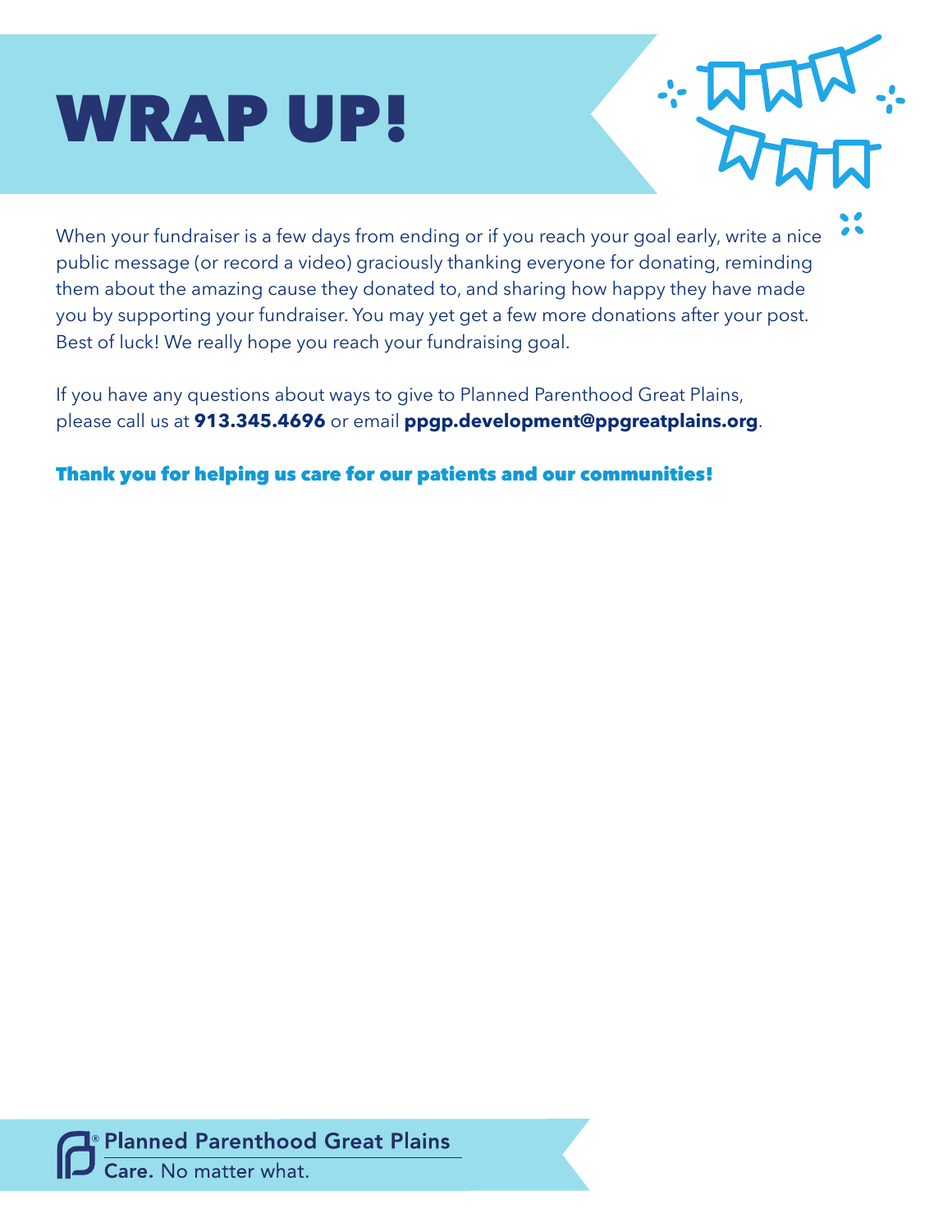# WRAP UP!

When your fundraiser is a few days from ending or if you reach your goal early, write a nice public message (or record a video) graciously thanking everyone for donating, reminding them about the amazing cause they donated to, and sharing how happy they have made you by supporting your fundraiser. You may yet get a few more donations after your post. Best of luck! We really hope you reach your fundraising goal.

If you have any questions about ways to give to Planned Parenthood Great Plains, please call us at **913.345.4696** or email **ppgp.development@ppgreatplains.org**.

**Thank you for helping us care for our patients and our communities!**

Planned Parenthood Great Plains
**Care.** No matter what.